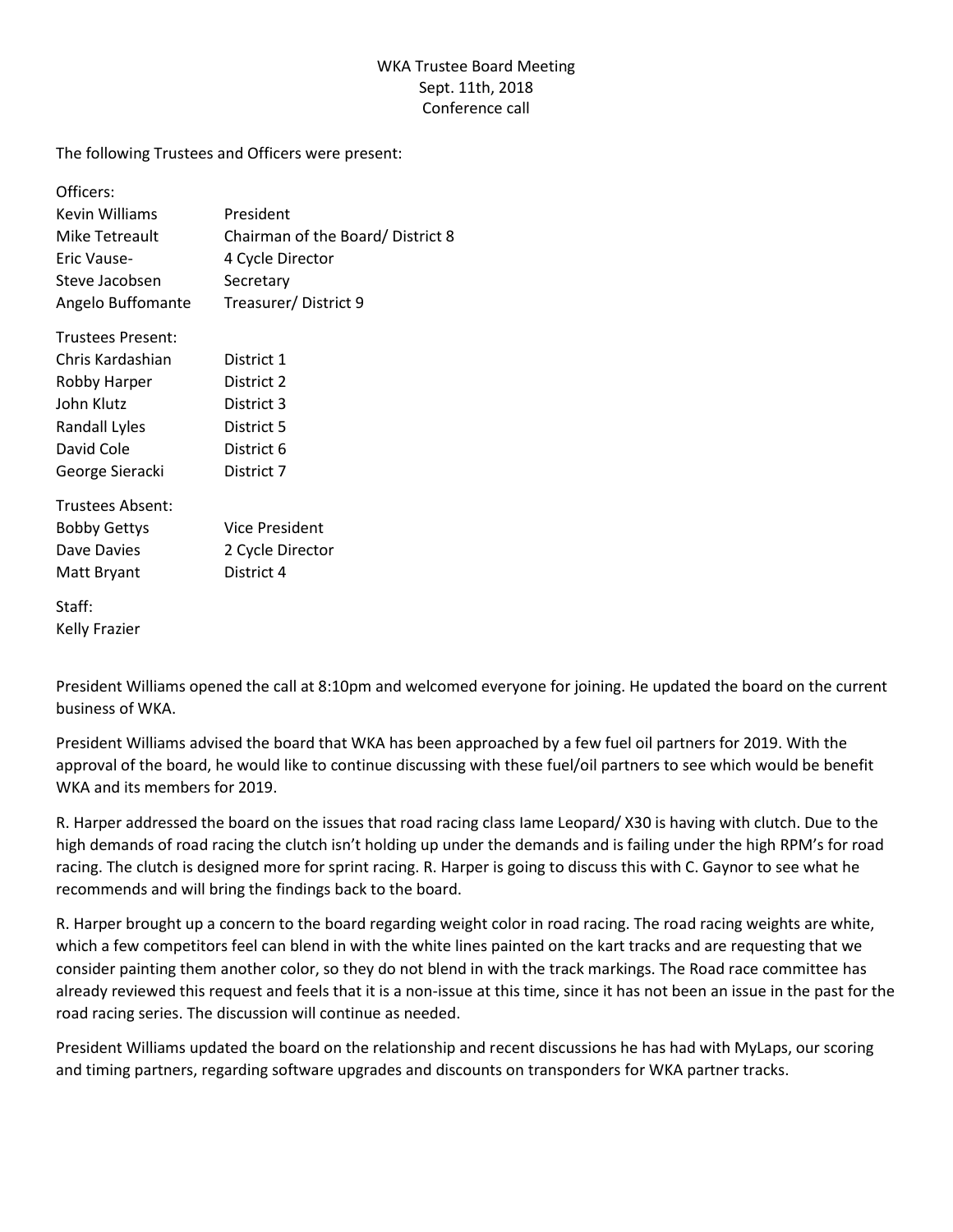WKA Trustee Board Meeting
Sept. 11th, 2018
Conference call

The following Trustees and Officers were present:

Officers:

| | |
|---|---|
| Kevin Williams | President |
| Mike Tetreault | Chairman of the Board/ District 8 |
| Eric Vause- | 4 Cycle Director |
| Steve Jacobsen | Secretary |
| Angelo Buffomante | Treasurer/ District 9 |

Trustees Present:

| | |
|---|---|
| Chris Kardashian | District 1 |
| Robby Harper | District 2 |
| John Klutz | District 3 |
| Randall Lyles | District 5 |
| David Cole | District 6 |
| George Sieracki | District 7 |

Trustees Absent:

| | |
|---|---|
| Bobby Gettys | Vice President |
| Dave Davies | 2 Cycle Director |
| Matt Bryant | District 4 |

Staff:
Kelly Frazier

President Williams opened the call at 8:10pm and welcomed everyone for joining. He updated the board on the current business of WKA.

President Williams advised the board that WKA has been approached by a few fuel oil partners for 2019. With the approval of the board, he would like to continue discussing with these fuel/oil partners to see which would be benefit WKA and its members for 2019.

R. Harper addressed the board on the issues that road racing class Iame Leopard/ X30 is having with clutch. Due to the high demands of road racing the clutch isn't holding up under the demands and is failing under the high RPM's for road racing. The clutch is designed more for sprint racing. R. Harper is going to discuss this with C. Gaynor to see what he recommends and will bring the findings back to the board.

R. Harper brought up a concern to the board regarding weight color in road racing. The road racing weights are white, which a few competitors feel can blend in with the white lines painted on the kart tracks and are requesting that we consider painting them another color, so they do not blend in with the track markings. The Road race committee has already reviewed this request and feels that it is a non-issue at this time, since it has not been an issue in the past for the road racing series. The discussion will continue as needed.

President Williams updated the board on the relationship and recent discussions he has had with MyLaps, our scoring and timing partners, regarding software upgrades and discounts on transponders for WKA partner tracks.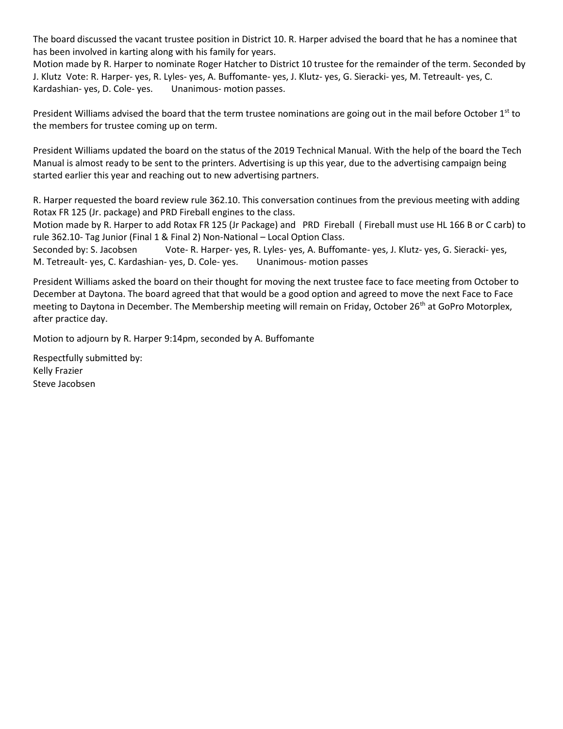The board discussed the vacant trustee position in District 10. R. Harper advised the board that he has a nominee that has been involved in karting along with his family for years.
Motion made by R. Harper to nominate Roger Hatcher to District 10 trustee for the remainder of the term. Seconded by J. Klutz Vote: R. Harper- yes, R. Lyles- yes, A. Buffomante- yes, J. Klutz- yes, G. Sieracki- yes, M. Tetreault- yes, C. Kardashian- yes, D. Cole- yes. Unanimous- motion passes.

President Williams advised the board that the term trustee nominations are going out in the mail before October 1st to the members for trustee coming up on term.

President Williams updated the board on the status of the 2019 Technical Manual. With the help of the board the Tech Manual is almost ready to be sent to the printers. Advertising is up this year, due to the advertising campaign being started earlier this year and reaching out to new advertising partners.

R. Harper requested the board review rule 362.10. This conversation continues from the previous meeting with adding Rotax FR 125 (Jr. package) and PRD Fireball engines to the class.
Motion made by R. Harper to add Rotax FR 125 (Jr Package) and PRD Fireball ( Fireball must use HL 166 B or C carb) to rule 362.10- Tag Junior (Final 1 & Final 2) Non-National – Local Option Class.
Seconded by: S. Jacobsen Vote- R. Harper- yes, R. Lyles- yes, A. Buffomante- yes, J. Klutz- yes, G. Sieracki- yes, M. Tetreault- yes, C. Kardashian- yes, D. Cole- yes. Unanimous- motion passes

President Williams asked the board on their thought for moving the next trustee face to face meeting from October to December at Daytona. The board agreed that that would be a good option and agreed to move the next Face to Face meeting to Daytona in December. The Membership meeting will remain on Friday, October 26th at GoPro Motorplex, after practice day.

Motion to adjourn by R. Harper 9:14pm, seconded by A. Buffomante

Respectfully submitted by:
Kelly Frazier
Steve Jacobsen